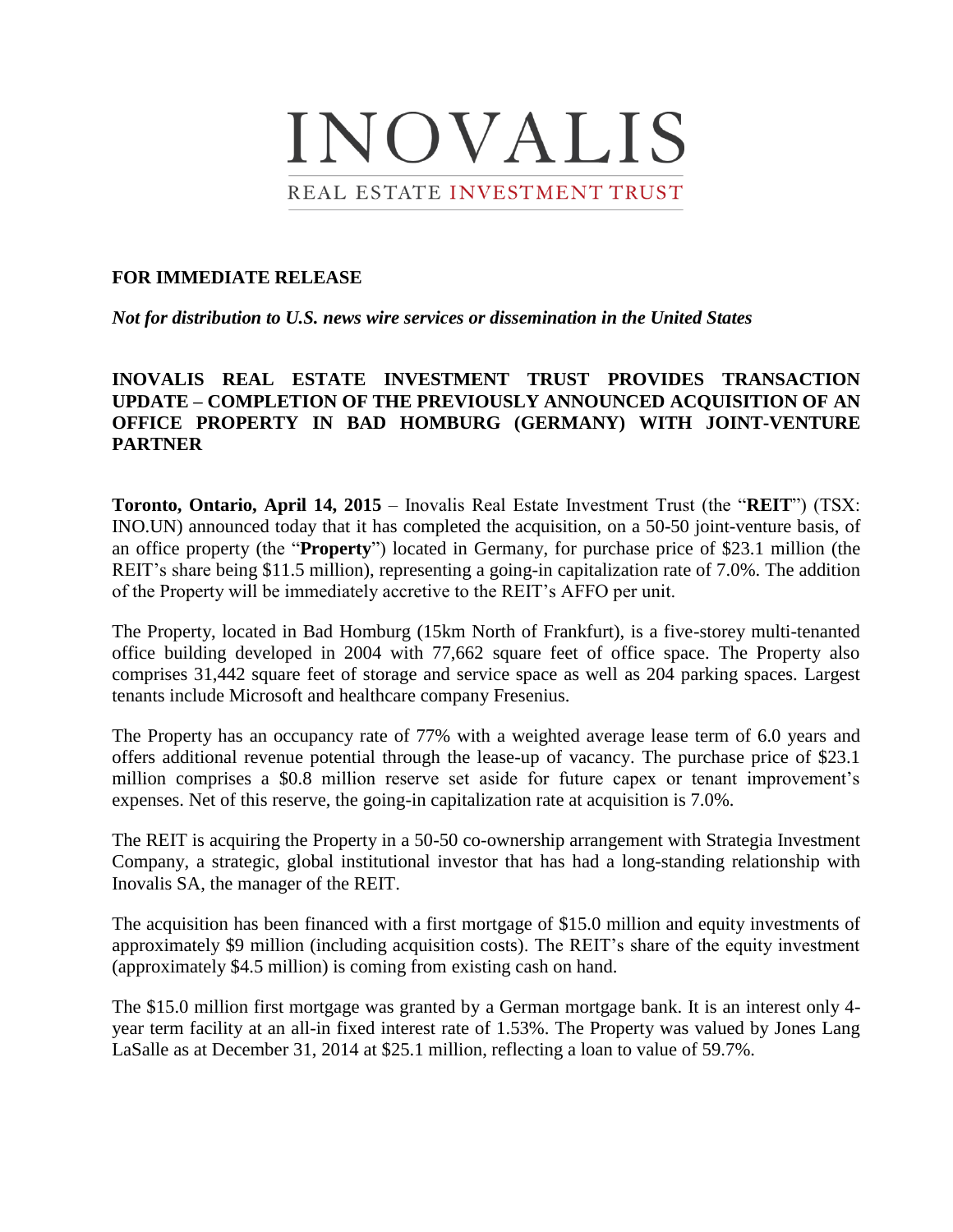# INOVALIS

REAL ESTATE INVESTMENT TRUST

**FOR IMMEDIATE RELEASE**

***Not for distribution to U.S. news wire services or dissemination in the United States***

**INOVALIS REAL ESTATE INVESTMENT TRUST PROVIDES TRANSACTION UPDATE – COMPLETION OF THE PREVIOUSLY ANNOUNCED ACQUISITION OF AN OFFICE PROPERTY IN BAD HOMBURG (GERMANY) WITH JOINT-VENTURE PARTNER**

**Toronto, Ontario, April 14, 2015** – Inovalis Real Estate Investment Trust (the "**REIT**") (TSX: INO.UN) announced today that it has completed the acquisition, on a 50-50 joint-venture basis, of an office property (the "**Property**") located in Germany, for purchase price of $23.1 million (the REIT's share being $11.5 million), representing a going-in capitalization rate of 7.0%. The addition of the Property will be immediately accretive to the REIT's AFFO per unit.

The Property, located in Bad Homburg (15km North of Frankfurt), is a five-storey multi-tenanted office building developed in 2004 with 77,662 square feet of office space. The Property also comprises 31,442 square feet of storage and service space as well as 204 parking spaces. Largest tenants include Microsoft and healthcare company Fresenius.

The Property has an occupancy rate of 77% with a weighted average lease term of 6.0 years and offers additional revenue potential through the lease-up of vacancy. The purchase price of $23.1 million comprises a $0.8 million reserve set aside for future capex or tenant improvement's expenses. Net of this reserve, the going-in capitalization rate at acquisition is 7.0%.

The REIT is acquiring the Property in a 50-50 co-ownership arrangement with Strategia Investment Company, a strategic, global institutional investor that has had a long-standing relationship with Inovalis SA, the manager of the REIT.

The acquisition has been financed with a first mortgage of $15.0 million and equity investments of approximately $9 million (including acquisition costs). The REIT's share of the equity investment (approximately $4.5 million) is coming from existing cash on hand.

The $15.0 million first mortgage was granted by a German mortgage bank. It is an interest only 4-year term facility at an all-in fixed interest rate of 1.53%. The Property was valued by Jones Lang LaSalle as at December 31, 2014 at $25.1 million, reflecting a loan to value of 59.7%.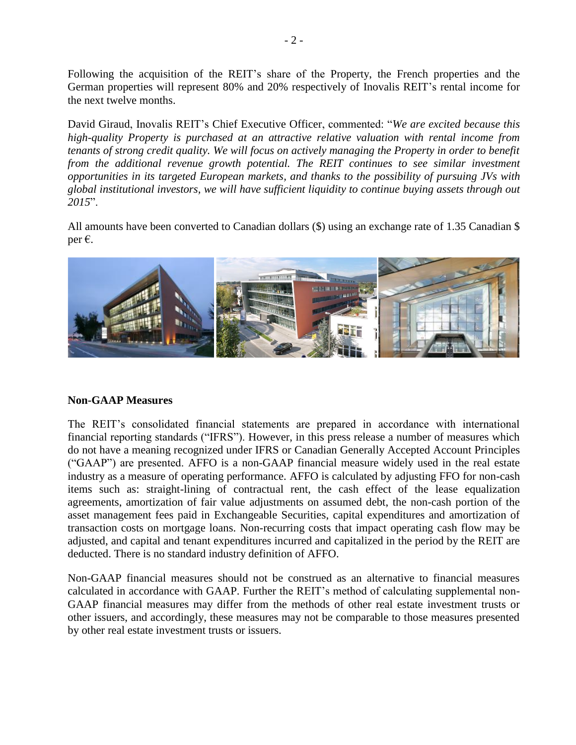Following the acquisition of the REIT's share of the Property, the French properties and the German properties will represent 80% and 20% respectively of Inovalis REIT's rental income for the next twelve months.

David Giraud, Inovalis REIT's Chief Executive Officer, commented: "*We are excited because this high-quality Property is purchased at an attractive relative valuation with rental income from tenants of strong credit quality. We will focus on actively managing the Property in order to benefit from the additional revenue growth potential. The REIT continues to see similar investment opportunities in its targeted European markets, and thanks to the possibility of pursuing JVs with global institutional investors, we will have sufficient liquidity to continue buying assets through out 2015*".

All amounts have been converted to Canadian dollars ($) using an exchange rate of 1.35 Canadian $ per €.

**Non-GAAP Measures**

The REIT's consolidated financial statements are prepared in accordance with international financial reporting standards ("IFRS"). However, in this press release a number of measures which do not have a meaning recognized under IFRS or Canadian Generally Accepted Account Principles ("GAAP") are presented. AFFO is a non-GAAP financial measure widely used in the real estate industry as a measure of operating performance. AFFO is calculated by adjusting FFO for non-cash items such as: straight-lining of contractual rent, the cash effect of the lease equalization agreements, amortization of fair value adjustments on assumed debt, the non-cash portion of the asset management fees paid in Exchangeable Securities, capital expenditures and amortization of transaction costs on mortgage loans. Non-recurring costs that impact operating cash flow may be adjusted, and capital and tenant expenditures incurred and capitalized in the period by the REIT are deducted. There is no standard industry definition of AFFO.

Non-GAAP financial measures should not be construed as an alternative to financial measures calculated in accordance with GAAP. Further the REIT's method of calculating supplemental non-GAAP financial measures may differ from the methods of other real estate investment trusts or other issuers, and accordingly, these measures may not be comparable to those measures presented by other real estate investment trusts or issuers.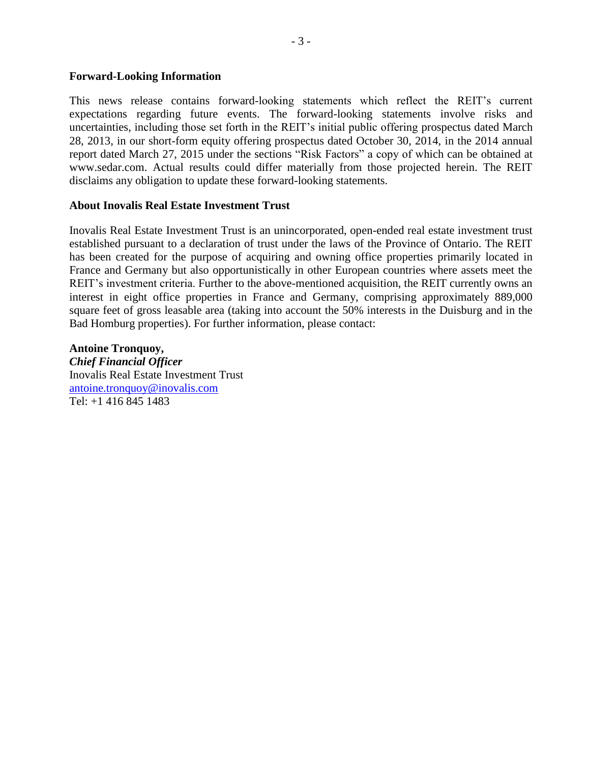## Forward-Looking Information

This news release contains forward-looking statements which reflect the REIT's current expectations regarding future events. The forward-looking statements involve risks and uncertainties, including those set forth in the REIT's initial public offering prospectus dated March 28, 2013, in our short-form equity offering prospectus dated October 30, 2014, in the 2014 annual report dated March 27, 2015 under the sections "Risk Factors" a copy of which can be obtained at www.sedar.com. Actual results could differ materially from those projected herein. The REIT disclaims any obligation to update these forward-looking statements.

## About Inovalis Real Estate Investment Trust

Inovalis Real Estate Investment Trust is an unincorporated, open-ended real estate investment trust established pursuant to a declaration of trust under the laws of the Province of Ontario. The REIT has been created for the purpose of acquiring and owning office properties primarily located in France and Germany but also opportunistically in other European countries where assets meet the REIT's investment criteria. Further to the above-mentioned acquisition, the REIT currently owns an interest in eight office properties in France and Germany, comprising approximately 889,000 square feet of gross leasable area (taking into account the 50% interests in the Duisburg and in the Bad Homburg properties). For further information, please contact:

**Antoine Tronquoy,**
***Chief Financial Officer***
Inovalis Real Estate Investment Trust
antoine.tronquoy@inovalis.com
Tel: +1 416 845 1483